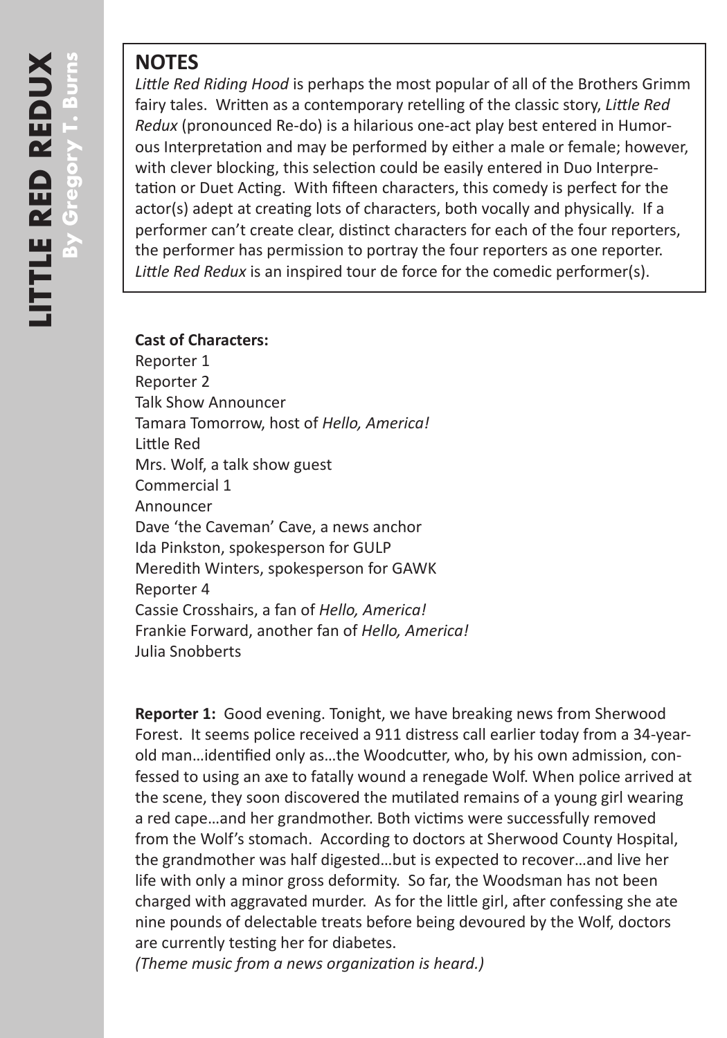## NOTES

*Little Red Riding Hood* is perhaps the most popular of all of the Brothers Grimm fairy tales. Written as a contemporary retelling of the classic story, *Little Red Redux* (pronounced Re-do) is a hilarious one-act play best entered in Humorous Interpretation and may be performed by either a male or female; however, with clever blocking, this selection could be easily entered in Duo Interpretation or Duet Acting. With fifteen characters, this comedy is perfect for the actor(s) adept at creating lots of characters, both vocally and physically. If a performer can't create clear, distinct characters for each of the four reporters, the performer has permission to portray the four reporters as one reporter. *Little Red Redux* is an inspired tour de force for the comedic performer(s).

**Cast of Characters:**

Reporter 1
Reporter 2
Talk Show Announcer
Tamara Tomorrow, host of *Hello, America!*
Little Red
Mrs. Wolf, a talk show guest
Commercial 1
Announcer
Dave 'the Caveman' Cave, a news anchor
Ida Pinkston, spokesperson for GULP
Meredith Winters, spokesperson for GAWK
Reporter 4
Cassie Crosshairs, a fan of *Hello, America!*
Frankie Forward, another fan of *Hello, America!*
Julia Snobberts

**Reporter 1:** Good evening. Tonight, we have breaking news from Sherwood Forest. It seems police received a 911 distress call earlier today from a 34-year-old man…identified only as…the Woodcutter, who, by his own admission, confessed to using an axe to fatally wound a renegade Wolf. When police arrived at the scene, they soon discovered the mutilated remains of a young girl wearing a red cape…and her grandmother. Both victims were successfully removed from the Wolf's stomach. According to doctors at Sherwood County Hospital, the grandmother was half digested…but is expected to recover…and live her life with only a minor gross deformity. So far, the Woodsman has not been charged with aggravated murder. As for the little girl, after confessing she ate nine pounds of delectable treats before being devoured by the Wolf, doctors are currently testing her for diabetes.

*(Theme music from a news organization is heard.)*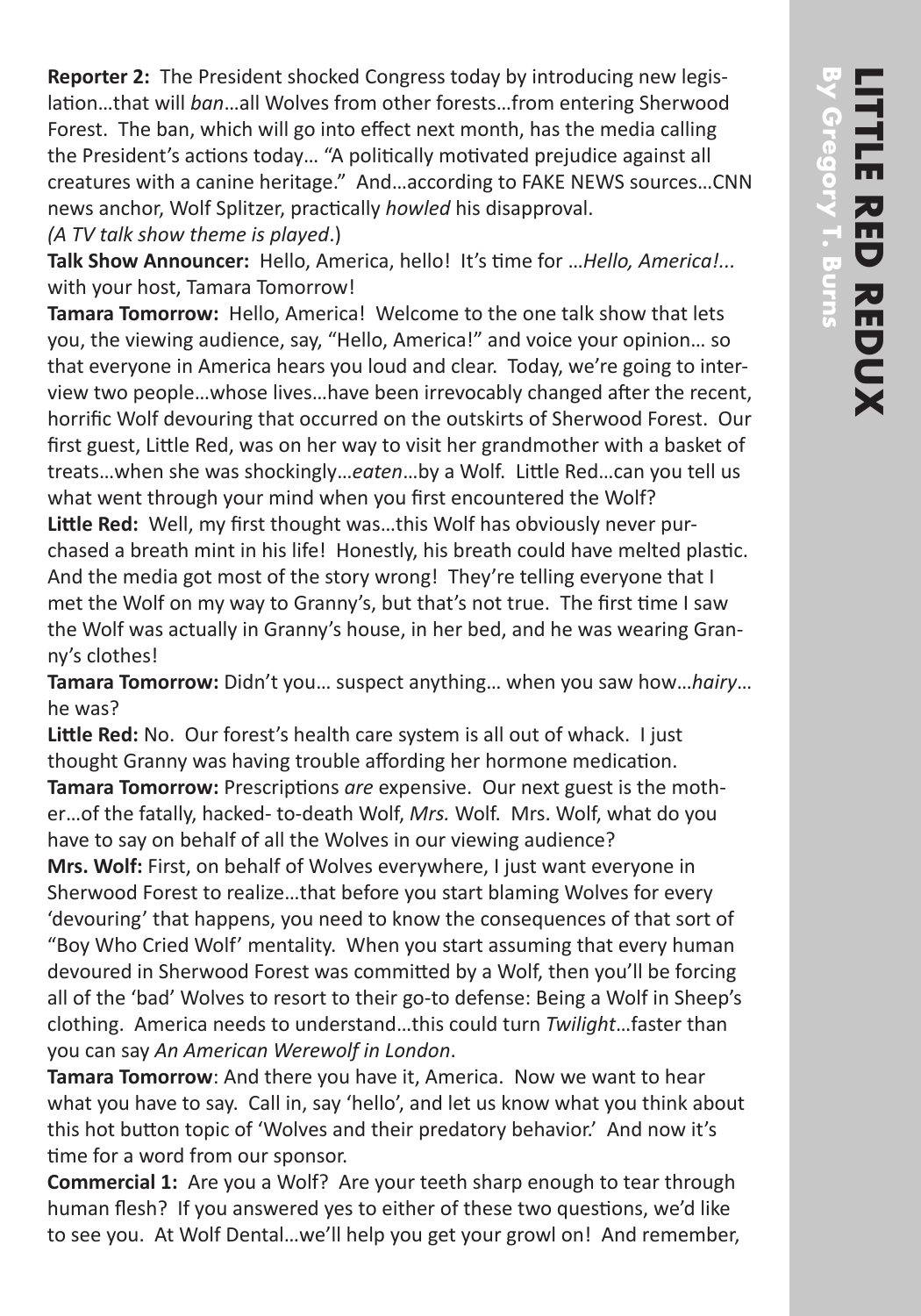**Reporter 2:** The President shocked Congress today by introducing new legislation…that will *ban*…all Wolves from other forests…from entering Sherwood Forest. The ban, which will go into effect next month, has the media calling the President's actions today… "A politically motivated prejudice against all creatures with a canine heritage." And…according to FAKE NEWS sources…CNN news anchor, Wolf Splitzer, practically *howled* his disapproval.

*(A TV talk show theme is played*.)

**Talk Show Announcer:** Hello, America, hello! It's time for …*Hello, America!...* with your host, Tamara Tomorrow!

**Tamara Tomorrow:** Hello, America! Welcome to the one talk show that lets you, the viewing audience, say, "Hello, America!" and voice your opinion… so that everyone in America hears you loud and clear. Today, we're going to interview two people…whose lives…have been irrevocably changed after the recent, horrific Wolf devouring that occurred on the outskirts of Sherwood Forest. Our first guest, Little Red, was on her way to visit her grandmother with a basket of treats…when she was shockingly…*eaten*…by a Wolf. Little Red…can you tell us what went through your mind when you first encountered the Wolf?

**Little Red:** Well, my first thought was…this Wolf has obviously never purchased a breath mint in his life! Honestly, his breath could have melted plastic. And the media got most of the story wrong! They're telling everyone that I met the Wolf on my way to Granny's, but that's not true. The first time I saw the Wolf was actually in Granny's house, in her bed, and he was wearing Granny's clothes!

**Tamara Tomorrow:** Didn't you… suspect anything… when you saw how…*hairy*… he was?

**Little Red:** No. Our forest's health care system is all out of whack. I just thought Granny was having trouble affording her hormone medication.

**Tamara Tomorrow:** Prescriptions *are* expensive. Our next guest is the mother…of the fatally, hacked- to-death Wolf, *Mrs.* Wolf. Mrs. Wolf, what do you have to say on behalf of all the Wolves in our viewing audience?

**Mrs. Wolf:** First, on behalf of Wolves everywhere, I just want everyone in Sherwood Forest to realize…that before you start blaming Wolves for every 'devouring' that happens, you need to know the consequences of that sort of "Boy Who Cried Wolf' mentality. When you start assuming that every human devoured in Sherwood Forest was committed by a Wolf, then you'll be forcing all of the 'bad' Wolves to resort to their go-to defense: Being a Wolf in Sheep's clothing. America needs to understand…this could turn *Twilight*…faster than you can say *An American Werewolf in London*.

**Tamara Tomorrow**: And there you have it, America. Now we want to hear what you have to say. Call in, say 'hello', and let us know what you think about this hot button topic of 'Wolves and their predatory behavior.' And now it's time for a word from our sponsor.

**Commercial 1:** Are you a Wolf? Are your teeth sharp enough to tear through human flesh? If you answered yes to either of these two questions, we'd like to see you. At Wolf Dental…we'll help you get your growl on! And remember,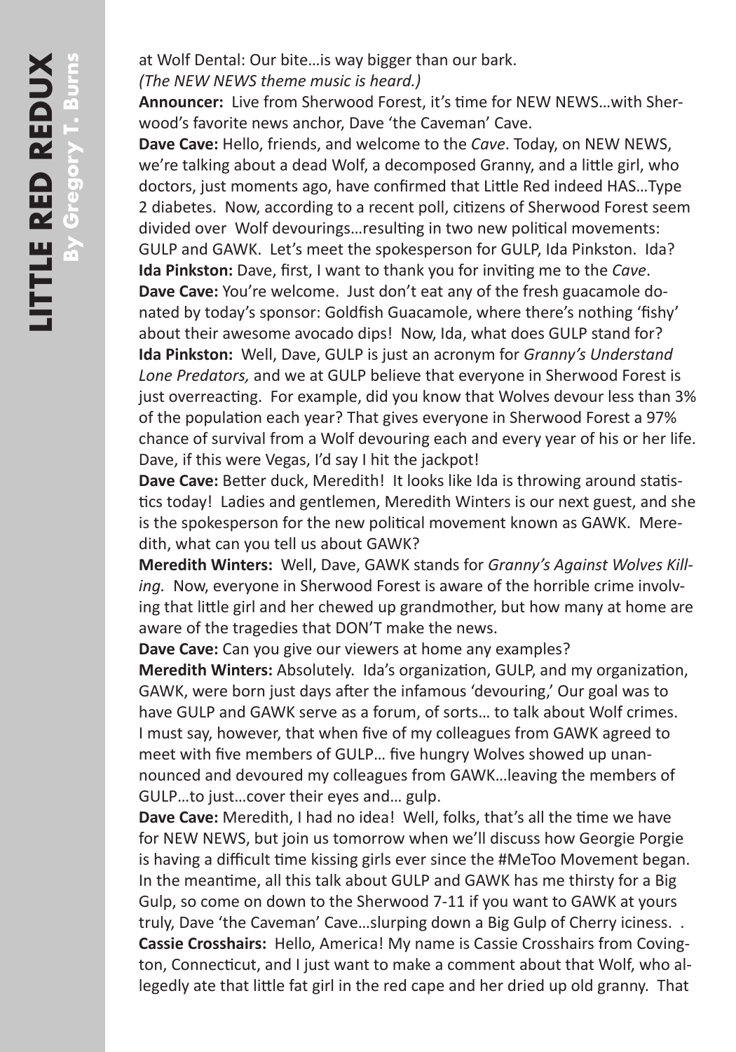at Wolf Dental: Our bite…is way bigger than our bark.

*(The NEW NEWS theme music is heard.)*

**Announcer:** Live from Sherwood Forest, it's time for NEW NEWS…with Sherwood's favorite news anchor, Dave 'the Caveman' Cave.

**Dave Cave:** Hello, friends, and welcome to the *Cave*. Today, on NEW NEWS, we're talking about a dead Wolf, a decomposed Granny, and a little girl, who doctors, just moments ago, have confirmed that Little Red indeed HAS…Type 2 diabetes. Now, according to a recent poll, citizens of Sherwood Forest seem divided over Wolf devourings…resulting in two new political movements: GULP and GAWK. Let's meet the spokesperson for GULP, Ida Pinkston. Ida?

**Ida Pinkston:** Dave, first, I want to thank you for inviting me to the *Cave*.

**Dave Cave:** You're welcome. Just don't eat any of the fresh guacamole donated by today's sponsor: Goldfish Guacamole, where there's nothing 'fishy' about their awesome avocado dips! Now, Ida, what does GULP stand for?

**Ida Pinkston:** Well, Dave, GULP is just an acronym for *Granny's Understand Lone Predators,* and we at GULP believe that everyone in Sherwood Forest is just overreacting. For example, did you know that Wolves devour less than 3% of the population each year? That gives everyone in Sherwood Forest a 97% chance of survival from a Wolf devouring each and every year of his or her life. Dave, if this were Vegas, I'd say I hit the jackpot!

**Dave Cave:** Better duck, Meredith! It looks like Ida is throwing around statistics today! Ladies and gentlemen, Meredith Winters is our next guest, and she is the spokesperson for the new political movement known as GAWK. Meredith, what can you tell us about GAWK?

**Meredith Winters:** Well, Dave, GAWK stands for *Granny's Against Wolves Killing.* Now, everyone in Sherwood Forest is aware of the horrible crime involving that little girl and her chewed up grandmother, but how many at home are aware of the tragedies that DON'T make the news.

**Dave Cave:** Can you give our viewers at home any examples?

**Meredith Winters:** Absolutely. Ida's organization, GULP, and my organization, GAWK, were born just days after the infamous 'devouring,' Our goal was to have GULP and GAWK serve as a forum, of sorts… to talk about Wolf crimes. I must say, however, that when five of my colleagues from GAWK agreed to meet with five members of GULP… five hungry Wolves showed up unannounced and devoured my colleagues from GAWK…leaving the members of GULP…to just…cover their eyes and… gulp.

**Dave Cave:** Meredith, I had no idea! Well, folks, that's all the time we have for NEW NEWS, but join us tomorrow when we'll discuss how Georgie Porgie is having a difficult time kissing girls ever since the #MeToo Movement began. In the meantime, all this talk about GULP and GAWK has me thirsty for a Big Gulp, so come on down to the Sherwood 7-11 if you want to GAWK at yours truly, Dave 'the Caveman' Cave…slurping down a Big Gulp of Cherry iciness. .

**Cassie Crosshairs:** Hello, America! My name is Cassie Crosshairs from Covington, Connecticut, and I just want to make a comment about that Wolf, who allegedly ate that little fat girl in the red cape and her dried up old granny. That